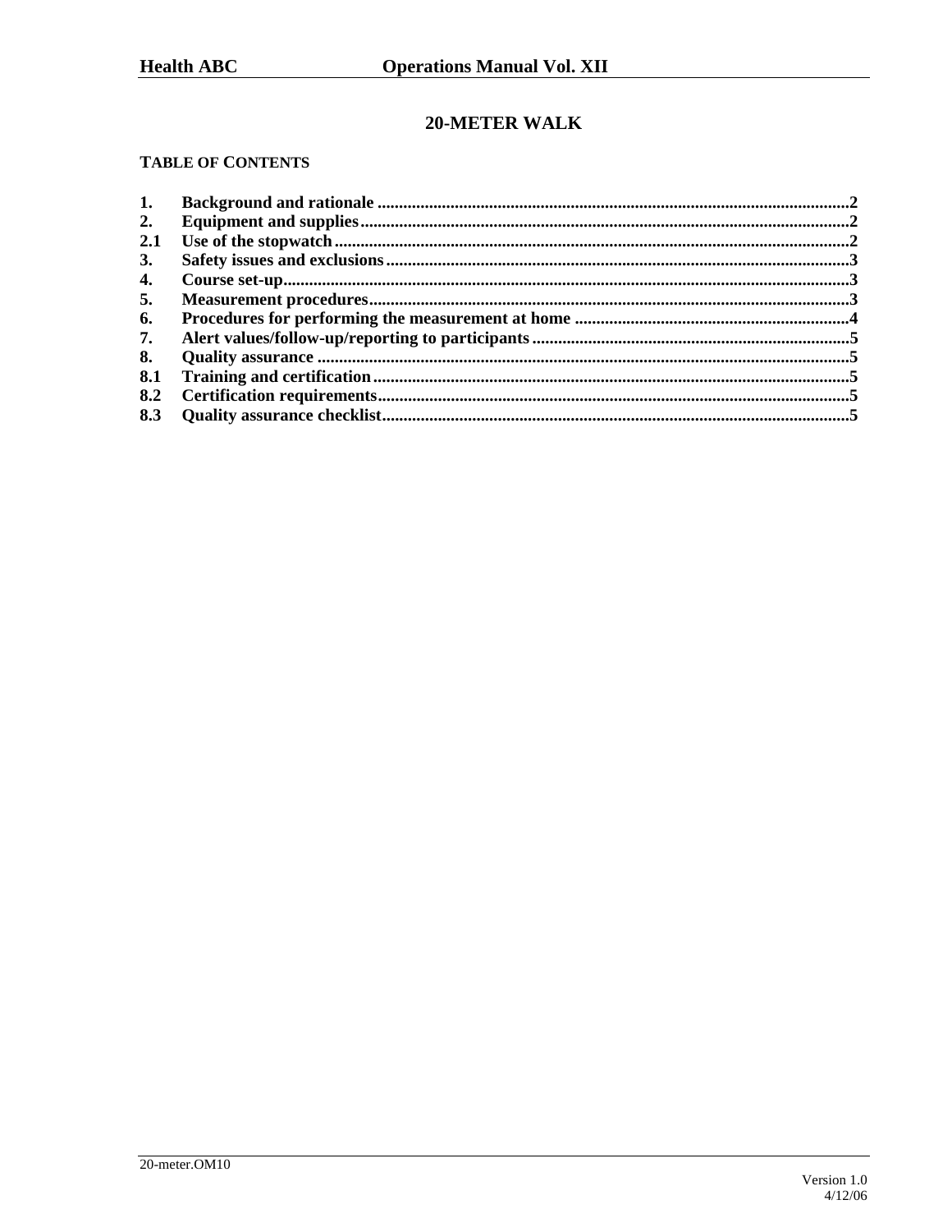# 20-METER WALK

**TABLE OF CONTENTS**

| | | |
|---|---|---|
| 1. | Background and rationale | 2 |
| 2. | Equipment and supplies | 2 |
| 2.1 | Use of the stopwatch | 2 |
| 3. | Safety issues and exclusions | 3 |
| 4. | Course set-up | 3 |
| 5. | Measurement procedures | 3 |
| 6. | Procedures for performing the measurement at home | 4 |
| 7. | Alert values/follow-up/reporting to participants | 5 |
| 8. | Quality assurance | 5 |
| 8.1 | Training and certification | 5 |
| 8.2 | Certification requirements | 5 |
| 8.3 | Quality assurance checklist | 5 |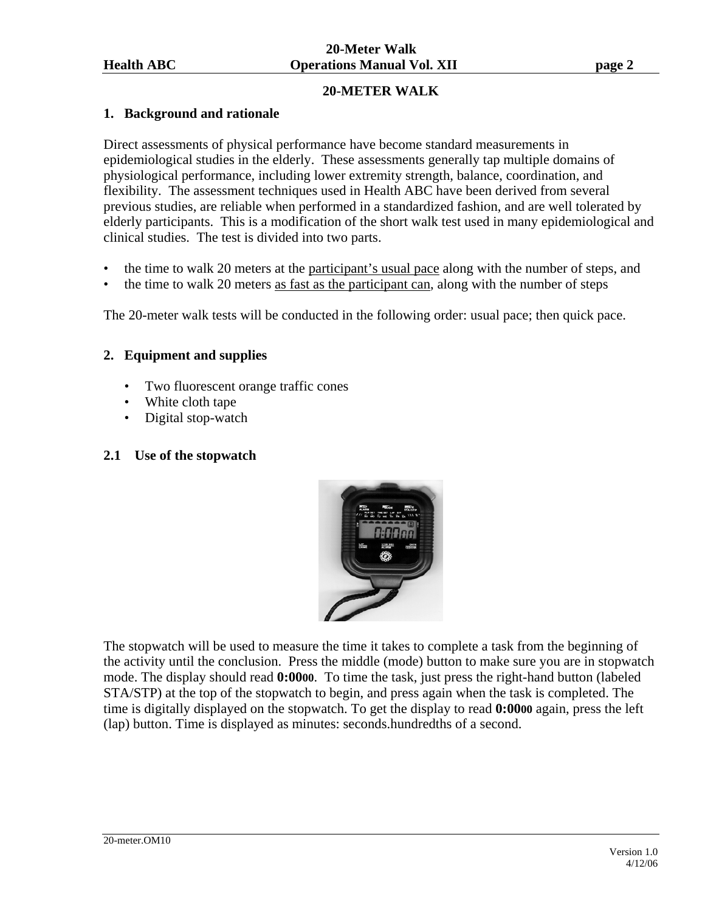# 20-METER WALK

## 1. Background and rationale

Direct assessments of physical performance have become standard measurements in epidemiological studies in the elderly. These assessments generally tap multiple domains of physiological performance, including lower extremity strength, balance, coordination, and flexibility. The assessment techniques used in Health ABC have been derived from several previous studies, are reliable when performed in a standardized fashion, and are well tolerated by elderly participants. This is a modification of the short walk test used in many epidemiological and clinical studies. The test is divided into two parts.

- the time to walk 20 meters at the <u>participant's usual pace</u> along with the number of steps, and
- the time to walk 20 meters <u>as fast as the participant can</u>, along with the number of steps

The 20-meter walk tests will be conducted in the following order: usual pace; then quick pace.

## 2. Equipment and supplies

- Two fluorescent orange traffic cones
- White cloth tape
- Digital stop-watch

### 2.1 Use of the stopwatch

The stopwatch will be used to measure the time it takes to complete a task from the beginning of the activity until the conclusion. Press the middle (mode) button to make sure you are in stopwatch mode. The display should read **0:0000**. To time the task, just press the right-hand button (labeled STA/STP) at the top of the stopwatch to begin, and press again when the task is completed. The time is digitally displayed on the stopwatch. To get the display to read **0:0000** again, press the left (lap) button. Time is displayed as minutes: seconds.hundredths of a second.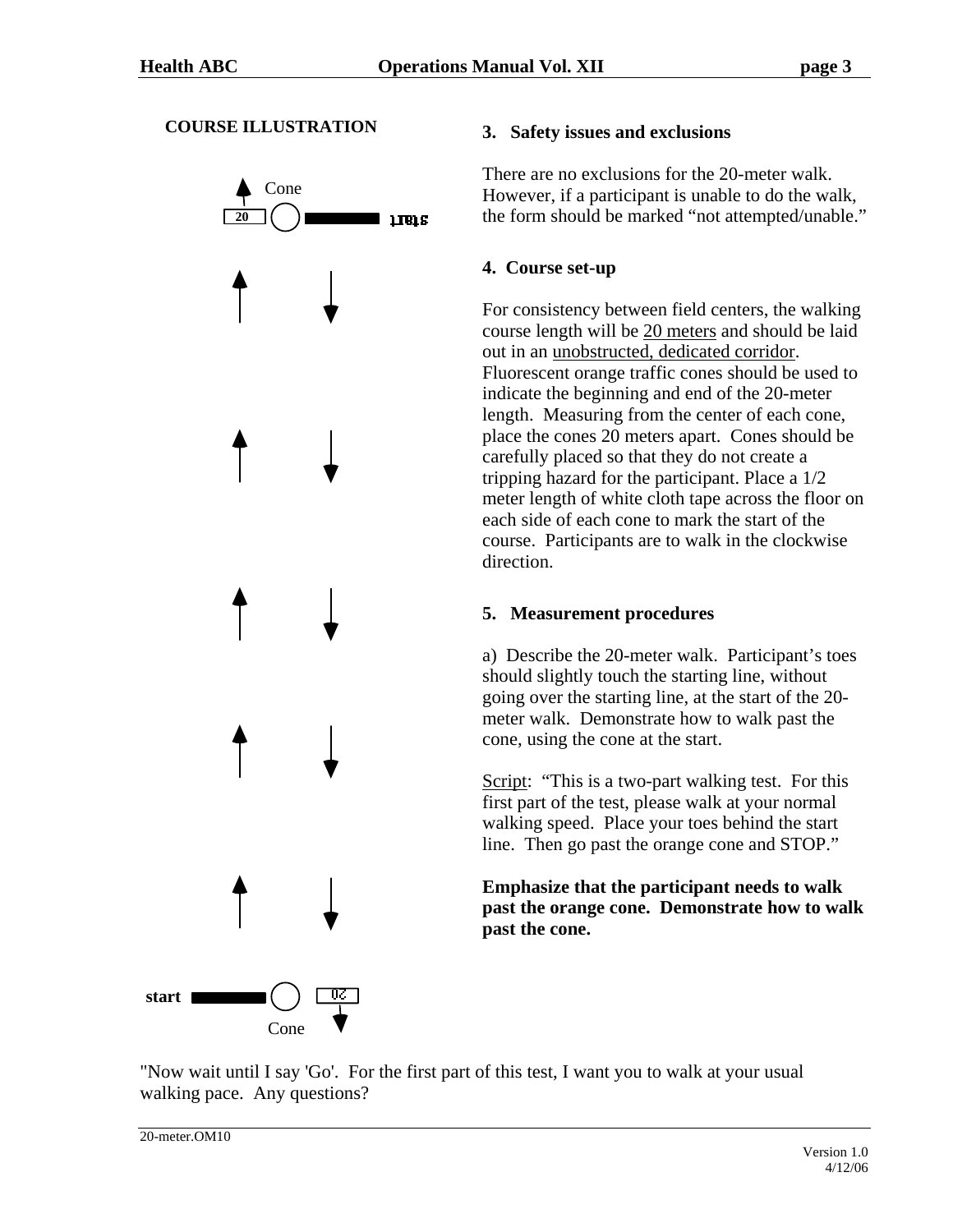**COURSE ILLUSTRATION**

Cone

20 start

start

Cone

20

### 3. Safety issues and exclusions

There are no exclusions for the 20-meter walk. However, if a participant is unable to do the walk, the form should be marked "not attempted/unable."

### 4. Course set-up

For consistency between field centers, the walking course length will be 20 meters and should be laid out in an unobstructed, dedicated corridor. Fluorescent orange traffic cones should be used to indicate the beginning and end of the 20-meter length. Measuring from the center of each cone, place the cones 20 meters apart. Cones should be carefully placed so that they do not create a tripping hazard for the participant. Place a 1/2 meter length of white cloth tape across the floor on each side of each cone to mark the start of the course. Participants are to walk in the clockwise direction.

### 5. Measurement procedures

a) Describe the 20-meter walk. Participant's toes should slightly touch the starting line, without going over the starting line, at the start of the 20-meter walk. Demonstrate how to walk past the cone, using the cone at the start.

Script: "This is a two-part walking test. For this first part of the test, please walk at your normal walking speed. Place your toes behind the start line. Then go past the orange cone and STOP."

**Emphasize that the participant needs to walk past the orange cone. Demonstrate how to walk past the cone.**

"Now wait until I say 'Go'. For the first part of this test, I want you to walk at your usual walking pace. Any questions?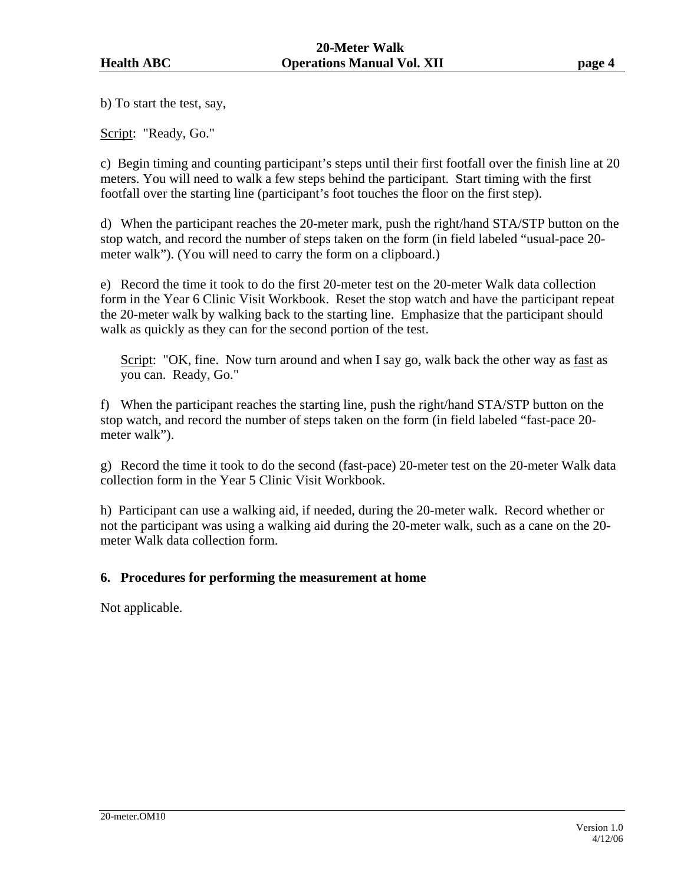b) To start the test, say,

<u>Script</u>: "Ready, Go."

c) Begin timing and counting participant's steps until their first footfall over the finish line at 20 meters. You will need to walk a few steps behind the participant. Start timing with the first footfall over the starting line (participant's foot touches the floor on the first step).

d) When the participant reaches the 20-meter mark, push the right/hand STA/STP button on the stop watch, and record the number of steps taken on the form (in field labeled "usual-pace 20-meter walk"). (You will need to carry the form on a clipboard.)

e) Record the time it took to do the first 20-meter test on the 20-meter Walk data collection form in the Year 6 Clinic Visit Workbook. Reset the stop watch and have the participant repeat the 20-meter walk by walking back to the starting line. Emphasize that the participant should walk as quickly as they can for the second portion of the test.

> <u>Script</u>: "OK, fine. Now turn around and when I say go, walk back the other way as <u>fast</u> as you can. Ready, Go."

f) When the participant reaches the starting line, push the right/hand STA/STP button on the stop watch, and record the number of steps taken on the form (in field labeled "fast-pace 20-meter walk").

g) Record the time it took to do the second (fast-pace) 20-meter test on the 20-meter Walk data collection form in the Year 5 Clinic Visit Workbook.

h) Participant can use a walking aid, if needed, during the 20-meter walk. Record whether or not the participant was using a walking aid during the 20-meter walk, such as a cane on the 20-meter Walk data collection form.

## 6. Procedures for performing the measurement at home

Not applicable.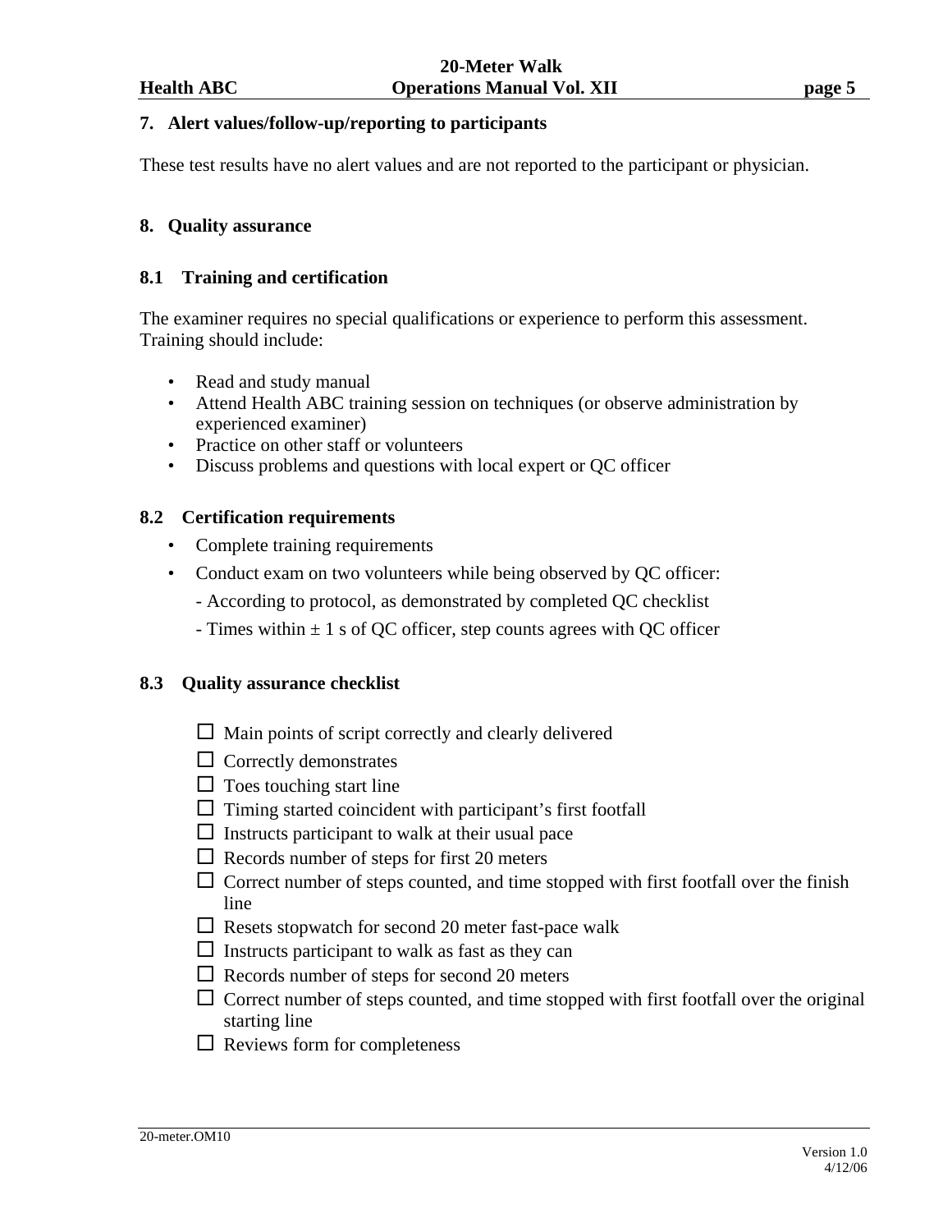## 7. Alert values/follow-up/reporting to participants

These test results have no alert values and are not reported to the participant or physician.

## 8. Quality assurance

### 8.1 Training and certification

The examiner requires no special qualifications or experience to perform this assessment. Training should include:

- Read and study manual
- Attend Health ABC training session on techniques (or observe administration by experienced examiner)
- Practice on other staff or volunteers
- Discuss problems and questions with local expert or QC officer

### 8.2 Certification requirements

- Complete training requirements
- Conduct exam on two volunteers while being observed by QC officer:
  - According to protocol, as demonstrated by completed QC checklist
  - Times within ± 1 s of QC officer, step counts agrees with QC officer

### 8.3 Quality assurance checklist

- ☐ Main points of script correctly and clearly delivered
- ☐ Correctly demonstrates
- ☐ Toes touching start line
- ☐ Timing started coincident with participant's first footfall
- ☐ Instructs participant to walk at their usual pace
- ☐ Records number of steps for first 20 meters
- ☐ Correct number of steps counted, and time stopped with first footfall over the finish line
- ☐ Resets stopwatch for second 20 meter fast-pace walk
- ☐ Instructs participant to walk as fast as they can
- ☐ Records number of steps for second 20 meters
- ☐ Correct number of steps counted, and time stopped with first footfall over the original starting line
- ☐ Reviews form for completeness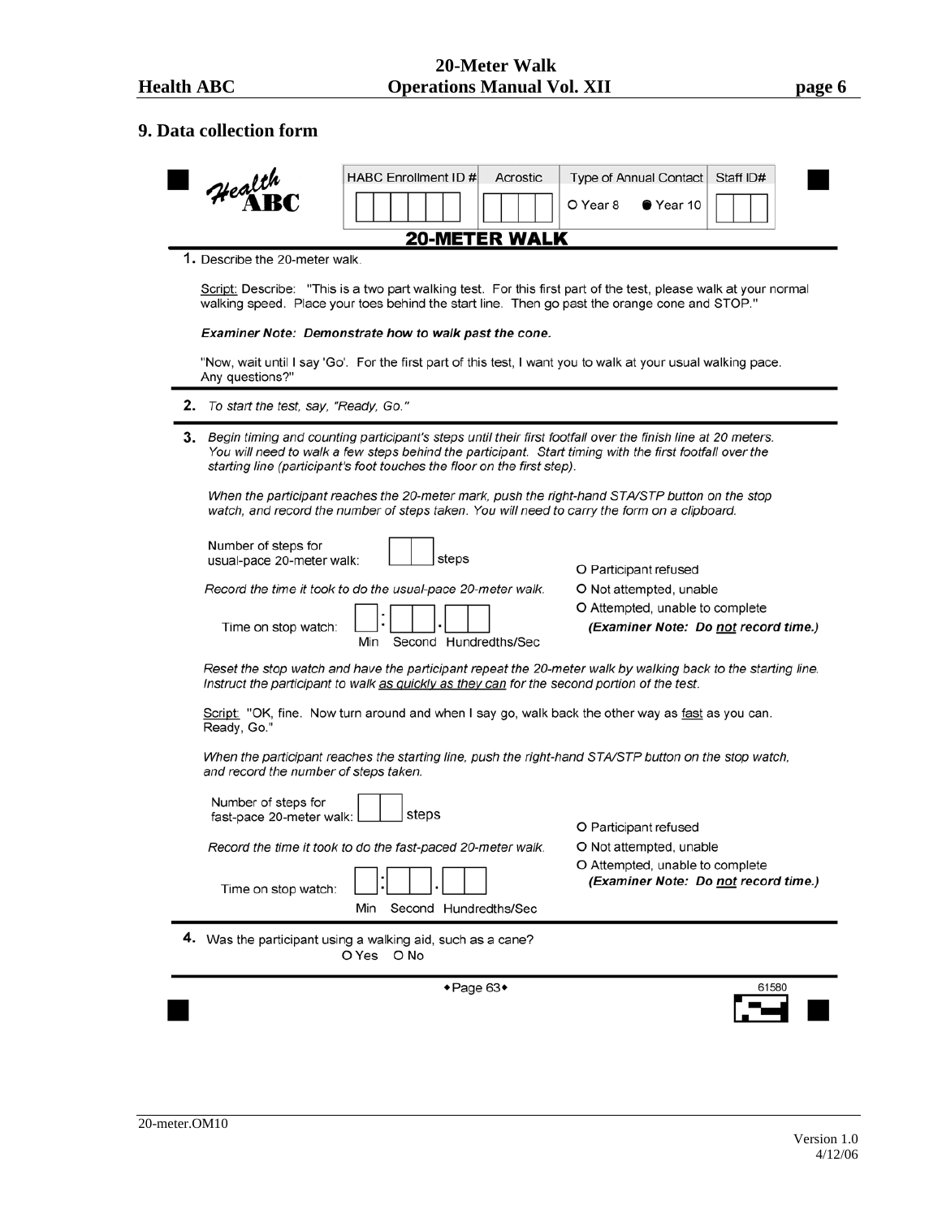## 9. Data collection form

**Health ABC**

| HABC Enrollment ID # | Acrostic | Type of Annual Contact | Staff ID# |
|---|---|---|---|
| | | O Year 8 ● Year 10 | |

### 20-METER WALK

**1.** Describe the 20-meter walk.

Script: Describe: "This is a two part walking test. For this first part of the test, please walk at your normal walking speed. Place your toes behind the start line. Then go past the orange cone and STOP."

***Examiner Note: Demonstrate how to walk past the cone.***

"Now, wait until I say 'Go'. For the first part of this test, I want you to walk at your usual walking pace. Any questions?"

**2.** *To start the test, say, "Ready, Go."*

**3.** *Begin timing and counting participant's steps until their first footfall over the finish line at 20 meters. You will need to walk a few steps behind the participant. Start timing with the first footfall over the starting line (participant's foot touches the floor on the first step).*

*When the participant reaches the 20-meter mark, push the right-hand STA/STP button on the stop watch, and record the number of steps taken. You will need to carry the form on a clipboard.*

Number of steps for usual-pace 20-meter walk: ☐☐ steps

*Record the time it took to do the usual-pace 20-meter walk.*

Time on stop watch: ☐ : ☐☐ . ☐☐
Min Second Hundredths/Sec

O Participant refused
O Not attempted, unable
O Attempted, unable to complete
***(Examiner Note: Do not record time.)***

*Reset the stop watch and have the participant repeat the 20-meter walk by walking back to the starting line. Instruct the participant to walk as quickly as they can for the second portion of the test.*

Script: "OK, fine. Now turn around and when I say go, walk back the other way as fast as you can. Ready, Go."

*When the participant reaches the starting line, push the right-hand STA/STP button on the stop watch, and record the number of steps taken.*

Number of steps for fast-pace 20-meter walk: ☐☐ steps

*Record the time it took to do the fast-paced 20-meter walk.*

Time on stop watch: ☐ : ☐☐ . ☐☐
Min Second Hundredths/Sec

O Participant refused
O Not attempted, unable
O Attempted, unable to complete
***(Examiner Note: Do not record time.)***

**4.** Was the participant using a walking aid, such as a cane?
O Yes O No

◆Page 63◆

61580